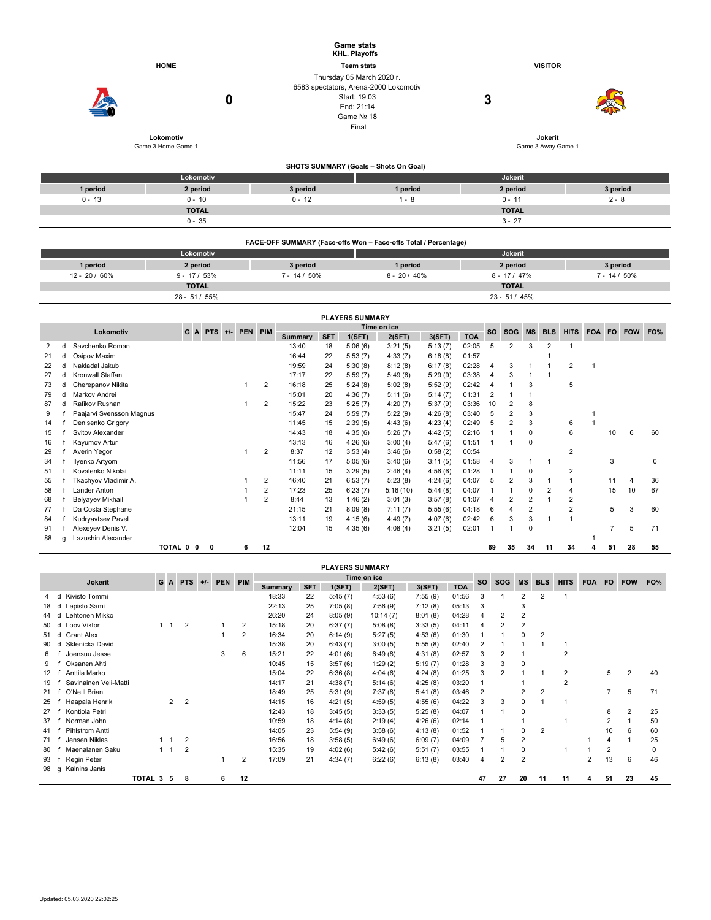# Game stats
## KHL. Playoffs

| HOME | Team stats | VISITOR |
|---|---|---|
| Lokomotiv | Thursday 05 March 2020 г. | Jokerit |
| 0 | 6583 spectators, Arena-2000 Lokomotiv | 3 |
| Game 3 Home Game 1 | Start: 19:03 | Game 3 Away Game 1 |
| | End: 21:14 | |
| | Game № 18 | |
| | Final | |

### SHOTS SUMMARY (Goals – Shots On Goal)

| Lokomotiv | | | Jokerit | | |
|---|---|---|---|---|---|
| 1 period | 2 period | 3 period | 1 period | 2 period | 3 period |
| 0 - 13 | 0 - 10 | 0 - 12 | 1 - 8 | 0 - 11 | 2 - 8 |
| TOTAL | | | TOTAL | | |
| 0 - 35 | | | 3 - 27 | | |

### FACE-OFF SUMMARY (Face-offs Won – Face-offs Total / Percentage)

| Lokomotiv | | | Jokerit | | |
|---|---|---|---|---|---|
| 1 period | 2 period | 3 period | 1 period | 2 period | 3 period |
| 12 - 20 / 60% | 9 - 17 / 53% | 7 - 14 / 50% | 8 - 20 / 40% | 8 - 17 / 47% | 7 - 14 / 50% |
| TOTAL | | | TOTAL | | |
| 28 - 51 / 55% | | | 23 - 51 / 45% | | |

### PLAYERS SUMMARY

| # | Pos | Lokomotiv | G | A | PTS | +/- | PEN | PIM | Summary | SFT | 1(SFT) | 2(SFT) | 3(SFT) | TOA | SO | SOG | MS | BLS | HITS | FOA | FO | FOW | FO% |
|---|---|---|---|---|---|---|---|---|---|---|---|---|---|---|---|---|---|---|---|---|---|---|---|
| 2 | d | Savchenko Roman | | | | | | | 13:40 | 18 | 5:06 (6) | 3:21 (5) | 5:13 (7) | 02:05 | 5 | 2 | 3 | 2 | 1 | | | | |
| 21 | d | Osipov Maxim | | | | | | | 16:44 | 22 | 5:53 (7) | 4:33 (7) | 6:18 (8) | 01:57 | | | | 1 | | | | | |
| 22 | d | Nakladal Jakub | | | | | | | 19:59 | 24 | 5:30 (8) | 8:12 (8) | 6:17 (8) | 02:28 | 4 | 3 | 1 | 1 | 2 | 1 | | | |
| 27 | d | Kronwall Staffan | | | | | | | 17:17 | 22 | 5:59 (7) | 5:49 (6) | 5:29 (9) | 03:38 | 4 | 3 | 1 | 1 | | | | | |
| 73 | d | Cherepanov Nikita | | | | | 1 | 2 | 16:18 | 25 | 5:24 (8) | 5:02 (8) | 5:52 (9) | 02:42 | 4 | 1 | 3 | | 5 | | | | |
| 79 | d | Markov Andrei | | | | | | | 15:01 | 20 | 4:36 (7) | 5:11 (6) | 5:14 (7) | 01:31 | 2 | 1 | 1 | | | | | | |
| 87 | d | Rafikov Rushan | | | | | 1 | 2 | 15:22 | 23 | 5:25 (7) | 4:20 (7) | 5:37 (9) | 03:36 | 10 | 2 | 8 | | | | | | |
| 9 | f | Paajarvi Svensson Magnus | | | | | | | 15:47 | 24 | 5:59 (7) | 5:22 (9) | 4:26 (8) | 03:40 | 5 | 2 | 3 | | | 1 | | | |
| 14 | f | Denisenko Grigory | | | | | | | 11:45 | 15 | 2:39 (5) | 4:43 (6) | 4:23 (4) | 02:49 | 5 | 2 | 3 | | 6 | 1 | | | |
| 15 | f | Svitov Alexander | | | | | | | 14:43 | 18 | 4:35 (6) | 5:26 (7) | 4:42 (5) | 02:16 | 1 | 1 | 0 | | 6 | | 10 | 6 | 60 |
| 16 | f | Kayumov Artur | | | | | | | 13:13 | 16 | 4:26 (6) | 3:00 (4) | 5:47 (6) | 01:51 | 1 | 1 | 0 | | | | | | |
| 29 | f | Averin Yegor | | | | | 1 | 2 | 8:37 | 12 | 3:53 (4) | 3:46 (6) | 0:58 (2) | 00:54 | | | | | 2 | | | | |
| 34 | f | Ilyenko Artyom | | | | | | | 11:56 | 17 | 5:05 (6) | 3:40 (6) | 3:11 (5) | 01:58 | 4 | 3 | 1 | 1 | | | 3 | | 0 |
| 51 | f | Kovalenko Nikolai | | | | | | | 11:11 | 15 | 3:29 (5) | 2:46 (4) | 4:56 (6) | 01:28 | 1 | 1 | 0 | | 2 | | | | |
| 55 | f | Tkachyov Vladimir A. | | | | | 1 | 2 | 16:40 | 21 | 6:53 (7) | 5:23 (8) | 4:24 (6) | 04:07 | 5 | 2 | 3 | 1 | 1 | | 11 | 4 | 36 |
| 58 | f | Lander Anton | | | | | 1 | 2 | 17:23 | 25 | 6:23 (7) | 5:16 (10) | 5:44 (8) | 04:07 | 1 | 1 | 0 | 2 | 4 | | 15 | 10 | 67 |
| 68 | f | Belyayev Mikhail | | | | | 1 | 2 | 8:44 | 13 | 1:46 (2) | 3:01 (3) | 3:57 (8) | 01:07 | 4 | 2 | 2 | 1 | 2 | | | | |
| 77 | f | Da Costa Stephane | | | | | | | 21:15 | 21 | 8:09 (8) | 7:11 (7) | 5:55 (6) | 04:18 | 6 | 4 | 2 | | 2 | | 5 | 3 | 60 |
| 84 | f | Kudryavtsev Pavel | | | | | | | 13:11 | 19 | 4:15 (6) | 4:49 (7) | 4:07 (6) | 02:42 | 6 | 3 | 3 | 1 | 1 | | | | |
| 91 | f | Alexeyev Denis V. | | | | | | | 12:04 | 15 | 4:35 (6) | 4:08 (4) | 3:21 (5) | 02:01 | 1 | 1 | 0 | | | | 7 | 5 | 71 |
| 88 | g | Lazushin Alexander | | | | | | | | | | | | | | | | | | 1 | | | |
| | | TOTAL | 0 | 0 | 0 | | 6 | 12 | | | | | | | 69 | 35 | 34 | 11 | 34 | 4 | 51 | 28 | 55 |

### PLAYERS SUMMARY

| # | Pos | Jokerit | G | A | PTS | +/- | PEN | PIM | Summary | SFT | 1(SFT) | 2(SFT) | 3(SFT) | TOA | SO | SOG | MS | BLS | HITS | FOA | FO | FOW | FO% |
|---|---|---|---|---|---|---|---|---|---|---|---|---|---|---|---|---|---|---|---|---|---|---|---|
| 4 | d | Kivisto Tommi | | | | | | | 18:33 | 22 | 5:45 (7) | 4:53 (6) | 7:55 (9) | 01:56 | 3 | 1 | 2 | 2 | 1 | | | | |
| 18 | d | Lepisto Sami | | | | | | | 22:13 | 25 | 7:05 (8) | 7:56 (9) | 7:12 (8) | 05:13 | 3 | | 3 | | | | | | |
| 44 | d | Lehtonen Mikko | | | | | | | 26:20 | 24 | 8:05 (9) | 10:14 (7) | 8:01 (8) | 04:28 | 4 | 2 | 2 | | | | | | |
| 50 | d | Loov Viktor | 1 | 1 | 2 | | 1 | 2 | 15:18 | 20 | 6:37 (7) | 5:08 (8) | 3:33 (5) | 04:11 | 4 | 2 | 2 | | | | | | |
| 51 | d | Grant Alex | | | | | 1 | 2 | 16:34 | 20 | 6:14 (9) | 5:27 (5) | 4:53 (6) | 01:30 | 1 | 1 | 0 | 2 | | | | | |
| 90 | d | Sklenicka David | | | | | | | 15:38 | 20 | 6:43 (7) | 3:00 (5) | 5:55 (8) | 02:40 | 2 | 1 | 1 | 1 | 1 | | | | |
| 6 | f | Joensuu Jesse | | | | | 3 | 6 | 15:21 | 22 | 4:01 (6) | 6:49 (8) | 4:31 (8) | 02:57 | 3 | 2 | 1 | | 2 | | | | |
| 9 | f | Oksanen Ahti | | | | | | | 10:45 | 15 | 3:57 (6) | 1:29 (2) | 5:19 (7) | 01:28 | 3 | 3 | 0 | | | | | | |
| 12 | f | Anttila Marko | | | | | | | 15:04 | 22 | 6:36 (8) | 4:04 (6) | 4:24 (8) | 01:25 | 3 | 2 | 1 | 1 | 2 | | 5 | 2 | 40 |
| 19 | f | Savinainen Veli-Matti | | | | | | | 14:17 | 21 | 4:38 (7) | 5:14 (6) | 4:25 (8) | 03:20 | 1 | | 1 | | 2 | | | | |
| 21 | f | O'Neill Brian | | | | | | | 18:49 | 25 | 5:31 (9) | 7:37 (8) | 5:41 (8) | 03:46 | 2 | | 2 | 2 | | | 7 | 5 | 71 |
| 25 | f | Haapala Henrik | | 2 | 2 | | | | 14:15 | 16 | 4:21 (5) | 4:59 (5) | 4:55 (6) | 04:22 | 3 | 3 | 0 | 1 | 1 | | | | |
| 27 | f | Kontiola Petri | | | | | | | 12:43 | 18 | 3:45 (5) | 3:33 (5) | 5:25 (8) | 04:07 | 1 | 1 | 0 | | | | 8 | 2 | 25 |
| 37 | f | Norman John | | | | | | | 10:59 | 18 | 4:14 (8) | 2:19 (4) | 4:26 (6) | 02:14 | 1 | | 1 | | 1 | | 2 | 1 | 50 |
| 41 | f | Pihlstrom Antti | | | | | | | 14:05 | 23 | 5:54 (9) | 3:58 (6) | 4:13 (8) | 01:52 | 1 | 1 | 0 | 2 | | | 10 | 6 | 60 |
| 71 | f | Jensen Niklas | 1 | 1 | 2 | | | | 16:56 | 18 | 3:58 (5) | 6:49 (6) | 6:09 (7) | 04:09 | 7 | 5 | 2 | | | 1 | 4 | 1 | 25 |
| 80 | f | Maenalanen Saku | 1 | 1 | 2 | | | | 15:35 | 19 | 4:02 (6) | 5:42 (6) | 5:51 (7) | 03:55 | 1 | 1 | 0 | | 1 | 1 | 2 | | 0 |
| 93 | f | Regin Peter | | | | | 1 | 2 | 17:09 | 21 | 4:34 (7) | 6:22 (6) | 6:13 (8) | 03:40 | 4 | 2 | 2 | | | 2 | 13 | 6 | 46 |
| 98 | g | Kalnins Janis | | | | | | | | | | | | | | | | | | | | | |
| | | TOTAL | 3 | 5 | 8 | | 6 | 12 | | | | | | | 47 | 27 | 20 | 11 | 11 | 4 | 51 | 23 | 45 |

Updated: 05.03.2020 22:02:25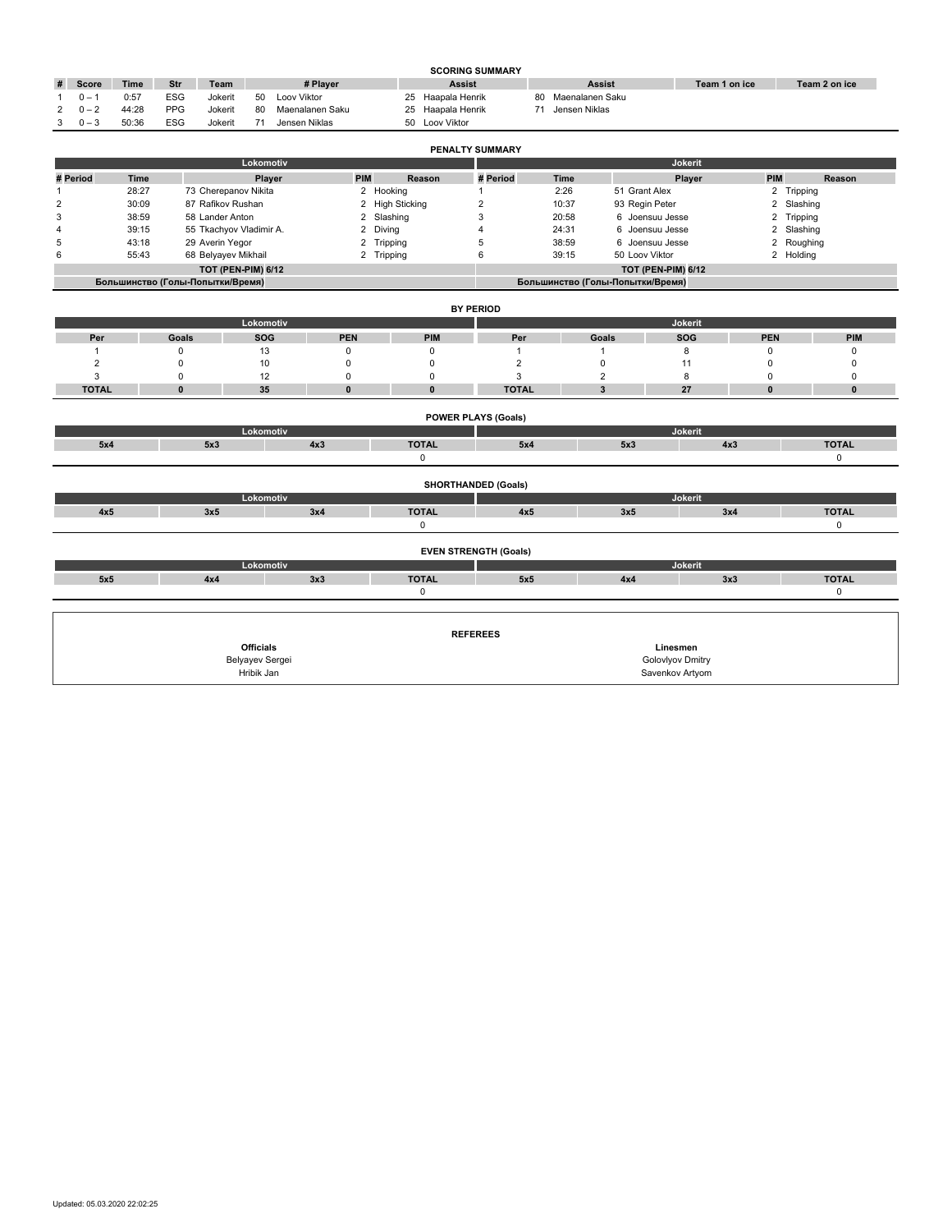## SCORING SUMMARY

| # | Score | Time | Str | Team | # Player | Assist | Assist | Team 1 on ice | Team 2 on ice |
|---|---|---|---|---|---|---|---|---|---|
| 1 | 0 – 1 | 0:57 | ESG | Jokerit | 50 Loov Viktor | 25 Haapala Henrik | 80 Maenalanen Saku | | |
| 2 | 0 – 2 | 44:28 | PPG | Jokerit | 80 Maenalanen Saku | 25 Haapala Henrik | 71 Jensen Niklas | | |
| 3 | 0 – 3 | 50:36 | ESG | Jokerit | 71 Jensen Niklas | 50 Loov Viktor | | | |

## PENALTY SUMMARY

| Lokomotiv | | | | | Jokerit | | | | |
|---|---|---|---|---|---|---|---|---|---|
| # Period | Time | Player | PIM | Reason | # Period | Time | Player | PIM | Reason |
| 1 | 28:27 | 73 Cherepanov Nikita | 2 | Hooking | 1 | 2:26 | 51 Grant Alex | 2 | Tripping |
| 2 | 30:09 | 87 Rafikov Rushan | 2 | High Sticking | 2 | 10:37 | 93 Regin Peter | 2 | Slashing |
| 3 | 38:59 | 58 Lander Anton | 2 | Slashing | 3 | 20:58 | 6 Joensuu Jesse | 2 | Tripping |
| 4 | 39:15 | 55 Tkachyov Vladimir A. | 2 | Diving | 4 | 24:31 | 6 Joensuu Jesse | 2 | Slashing |
| 5 | 43:18 | 29 Averin Yegor | 2 | Tripping | 5 | 38:59 | 6 Joensuu Jesse | 2 | Roughing |
| 6 | 55:43 | 68 Belyayev Mikhail | 2 | Tripping | 6 | 39:15 | 50 Loov Viktor | 2 | Holding |
| TOT (PEN-PIM) 6/12 | | | | | TOT (PEN-PIM) 6/12 | | | | |
| Большинство (Голы-Попытки/Время) | | | | | Большинство (Голы-Попытки/Время) | | | | |

## BY PERIOD

| Lokomotiv | | | | | Jokerit | | | | |
|---|---|---|---|---|---|---|---|---|---|
| Per | Goals | SOG | PEN | PIM | Per | Goals | SOG | PEN | PIM |
| 1 | 0 | 13 | 0 | 0 | 1 | 1 | 8 | 0 | 0 |
| 2 | 0 | 10 | 0 | 0 | 2 | 0 | 11 | 0 | 0 |
| 3 | 0 | 12 | 0 | 0 | 3 | 2 | 8 | 0 | 0 |
| **TOTAL** | **0** | **35** | **0** | **0** | **TOTAL** | **3** | **27** | **0** | **0** |

## POWER PLAYS (Goals)

| Lokomotiv | | | | Jokerit | | | |
|---|---|---|---|---|---|---|---|
| 5x4 | 5x3 | 4x3 | TOTAL | 5x4 | 5x3 | 4x3 | TOTAL |
| | | | 0 | | | | 0 |

## SHORTHANDED (Goals)

| Lokomotiv | | | | Jokerit | | | |
|---|---|---|---|---|---|---|---|
| 4x5 | 3x5 | 3x4 | TOTAL | 4x5 | 3x5 | 3x4 | TOTAL |
| | | | 0 | | | | 0 |

## EVEN STRENGTH (Goals)

| Lokomotiv | | | | Jokerit | | | |
|---|---|---|---|---|---|---|---|
| 5x5 | 4x4 | 3x3 | TOTAL | 5x5 | 4x4 | 3x3 | TOTAL |
| | | | 0 | | | | 0 |

## REFEREES

| Officials | Linesmen |
|---|---|
| Belyayev Sergei | Golovlyov Dmitry |
| Hribik Jan | Savenkov Artyom |

Updated: 05.03.2020 22:02:25